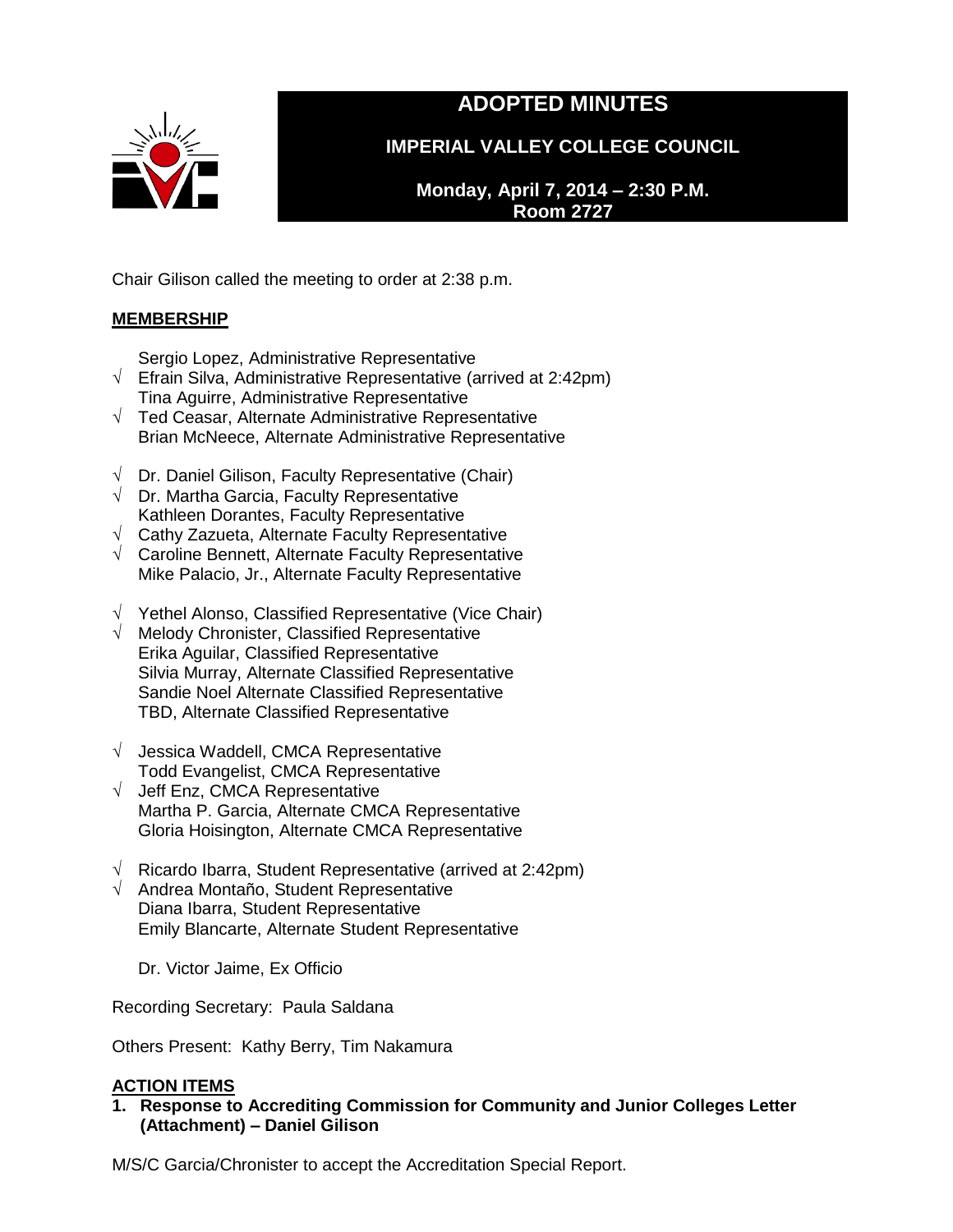# ADOPTED MINUTES

## IMPERIAL VALLEY COLLEGE COUNCIL

**Monday, April 7, 2014 – 2:30 P.M.**
**Room 2727**

Chair Gilison called the meeting to order at 2:38 p.m.

**MEMBERSHIP**

Sergio Lopez, Administrative Representative
√ Efrain Silva, Administrative Representative (arrived at 2:42pm)
Tina Aguirre, Administrative Representative
√ Ted Ceasar, Alternate Administrative Representative
Brian McNeece, Alternate Administrative Representative

√ Dr. Daniel Gilison, Faculty Representative (Chair)
√ Dr. Martha Garcia, Faculty Representative
Kathleen Dorantes, Faculty Representative
√ Cathy Zazueta, Alternate Faculty Representative
√ Caroline Bennett, Alternate Faculty Representative
Mike Palacio, Jr., Alternate Faculty Representative

√ Yethel Alonso, Classified Representative (Vice Chair)
√ Melody Chronister, Classified Representative
Erika Aguilar, Classified Representative
Silvia Murray, Alternate Classified Representative
Sandie Noel Alternate Classified Representative
TBD, Alternate Classified Representative

√ Jessica Waddell, CMCA Representative
Todd Evangelist, CMCA Representative
√ Jeff Enz, CMCA Representative
Martha P. Garcia, Alternate CMCA Representative
Gloria Hoisington, Alternate CMCA Representative

√ Ricardo Ibarra, Student Representative (arrived at 2:42pm)
√ Andrea Montaño, Student Representative
Diana Ibarra, Student Representative
Emily Blancarte, Alternate Student Representative

Dr. Victor Jaime, Ex Officio

Recording Secretary: Paula Saldana

Others Present: Kathy Berry, Tim Nakamura

**ACTION ITEMS**

**1. Response to Accrediting Commission for Community and Junior Colleges Letter (Attachment) – Daniel Gilison**

M/S/C Garcia/Chronister to accept the Accreditation Special Report.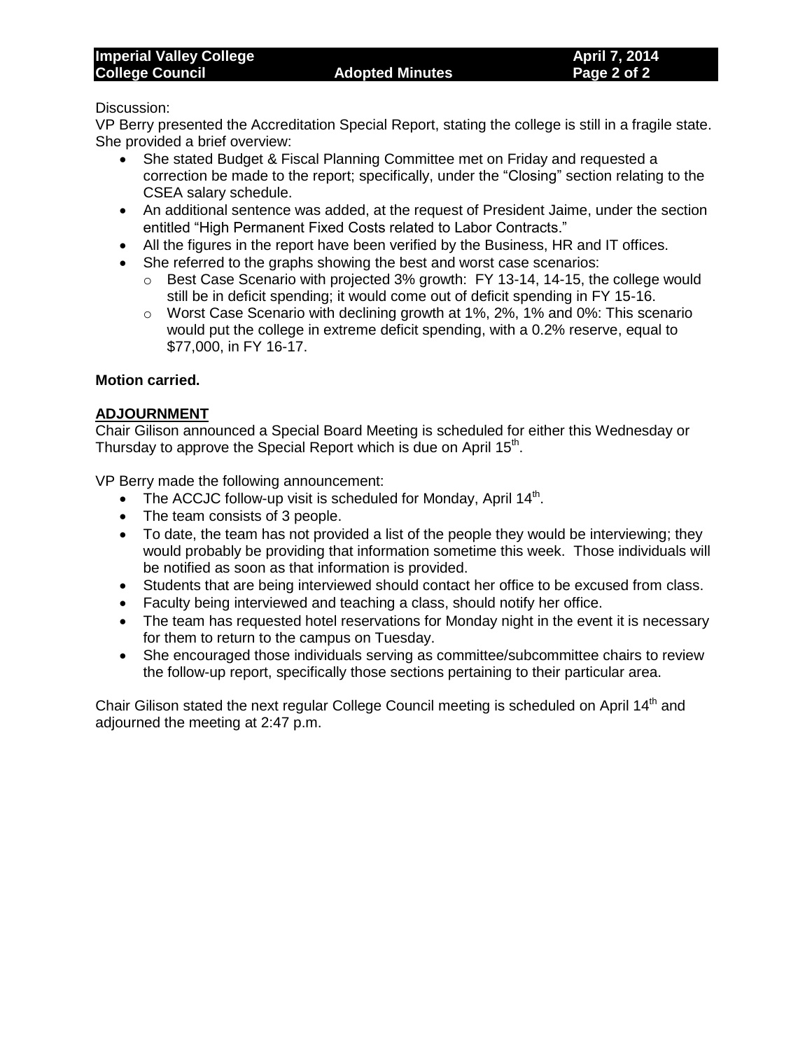Discussion:

VP Berry presented the Accreditation Special Report, stating the college is still in a fragile state. She provided a brief overview:

- She stated Budget & Fiscal Planning Committee met on Friday and requested a correction be made to the report; specifically, under the "Closing" section relating to the CSEA salary schedule.
- An additional sentence was added, at the request of President Jaime, under the section entitled "High Permanent Fixed Costs related to Labor Contracts."
- All the figures in the report have been verified by the Business, HR and IT offices.
- She referred to the graphs showing the best and worst case scenarios:
  - Best Case Scenario with projected 3% growth: FY 13-14, 14-15, the college would still be in deficit spending; it would come out of deficit spending in FY 15-16.
  - Worst Case Scenario with declining growth at 1%, 2%, 1% and 0%: This scenario would put the college in extreme deficit spending, with a 0.2% reserve, equal to $77,000, in FY 16-17.

**Motion carried.**

## ADJOURNMENT

Chair Gilison announced a Special Board Meeting is scheduled for either this Wednesday or Thursday to approve the Special Report which is due on April 15th.

VP Berry made the following announcement:

- The ACCJC follow-up visit is scheduled for Monday, April 14th.
- The team consists of 3 people.
- To date, the team has not provided a list of the people they would be interviewing; they would probably be providing that information sometime this week. Those individuals will be notified as soon as that information is provided.
- Students that are being interviewed should contact her office to be excused from class.
- Faculty being interviewed and teaching a class, should notify her office.
- The team has requested hotel reservations for Monday night in the event it is necessary for them to return to the campus on Tuesday.
- She encouraged those individuals serving as committee/subcommittee chairs to review the follow-up report, specifically those sections pertaining to their particular area.

Chair Gilison stated the next regular College Council meeting is scheduled on April 14th and adjourned the meeting at 2:47 p.m.